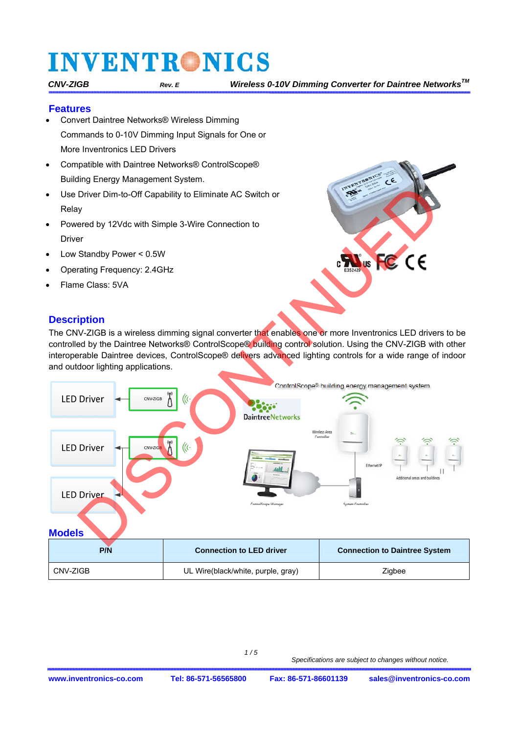# INVENTRONICS

**CNV-ZIGB** *Rev. E* **Wireless 0-10V Dimming Converter for Daintree Networks™**

## Features

- Convert Daintree Networks® Wireless Dimming Commands to 0-10V Dimming Input Signals for One or More Inventronics LED Drivers
- Compatible with Daintree Networks® ControlScope® Building Energy Management System.
- Use Driver Dim-to-Off Capability to Eliminate AC Switch or Relay
- Powered by 12Vdc with Simple 3-Wire Connection to Driver
- Low Standby Power < 0.5W
- Operating Frequency: 2.4GHz
- Flame Class: 5VA

E352429

## Description

The CNV-ZIGB is a wireless dimming signal converter that enables one or more Inventronics LED drivers to be controlled by the Daintree Networks® ControlScope® building control solution. Using the CNV-ZIGB with other interoperable Daintree devices, ControlScope® delivers advanced lighting controls for a wide range of indoor and outdoor lighting applications.

LED Driver
CNV-ZIGB
LED Driver
CNV-ZIGB
LED Driver
ControlScope® building energy management system
DaintreeNetworks
Wireless Area Controller
Ethernet/IP
Additional areas and buildings
ControlScope Manager
System Controller

## Models

| P/N | Connection to LED driver | Connection to Daintree System |
|---|---|---|
| CNV-ZIGB | UL Wire(black/white, purple, gray) | Zigbee |

*Specifications are subject to changes without notice.*

www.inventronics-co.com Tel: 86-571-56565800 Fax: 86-571-86601139 sales@inventronics-co.com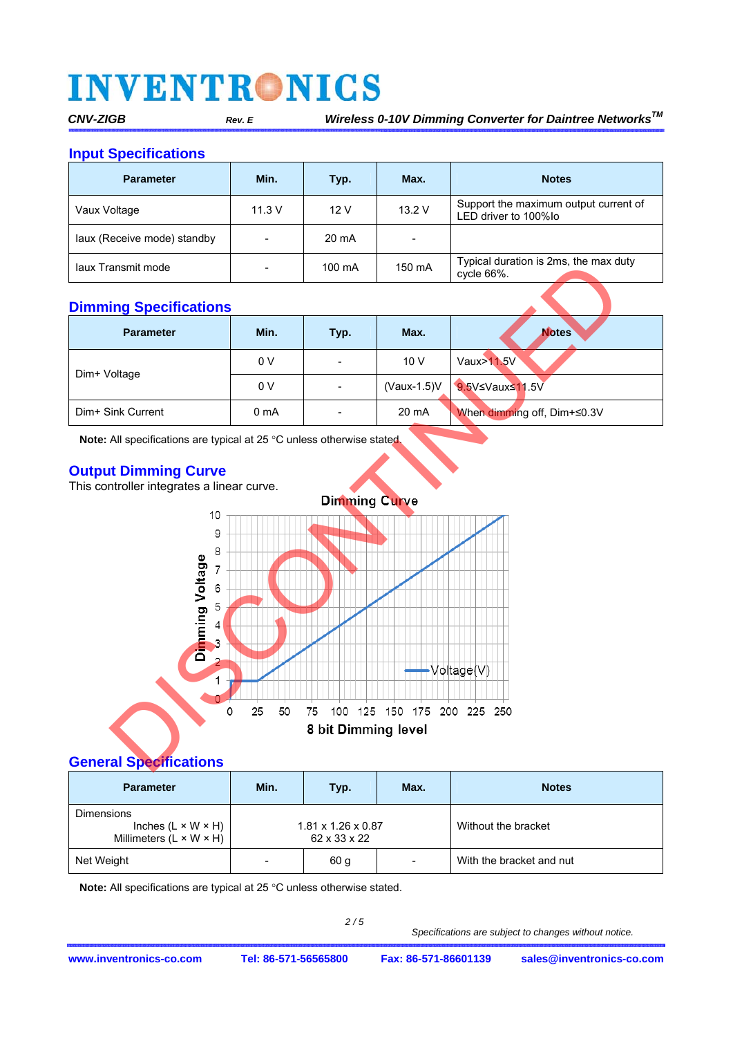## Input Specifications

| Parameter | Min. | Typ. | Max. | Notes |
|---|---|---|---|---|
| Vaux Voltage | 11.3 V | 12 V | 13.2 V | Support the maximum output current of LED driver to 100%Io |
| Iaux (Receive mode) standby | - | 20 mA | - | |
| Iaux Transmit mode | - | 100 mA | 150 mA | Typical duration is 2ms, the max duty cycle 66%. |

## Dimming Specifications

| Parameter | Min. | Typ. | Max. | Notes |
|---|---|---|---|---|
| Dim+ Voltage | 0 V | - | 10 V | Vaux>11.5V |
| | 0 V | - | (Vaux-1.5)V | 9.5V≤Vaux≤11.5V |
| Dim+ Sink Current | 0 mA | - | 20 mA | When dimming off, Dim+≤0.3V |

**Note:** All specifications are typical at 25 °C unless otherwise stated.

## Output Dimming Curve

This controller integrates a linear curve.

Dimming Curve

Dimming Voltage

10
9
8
7
6
5
4
3
2
1
0

0 25 50 75 100 125 150 175 200 225 250

8 bit Dimming level

Voltage(V)

DISCONTINUED

## General Specifications

| Parameter | Min. | Typ. | Max. | Notes |
|---|---|---|---|---|
| Dimensions<br>Inches (L × W × H)<br>Millimeters (L × W × H) | 1.81 x 1.26 x 0.87<br>62 x 33 x 22 | | | Without the bracket |
| Net Weight | - | 60 g | - | With the bracket and nut |

**Note:** All specifications are typical at 25 °C unless otherwise stated.

*Specifications are subject to changes without notice.*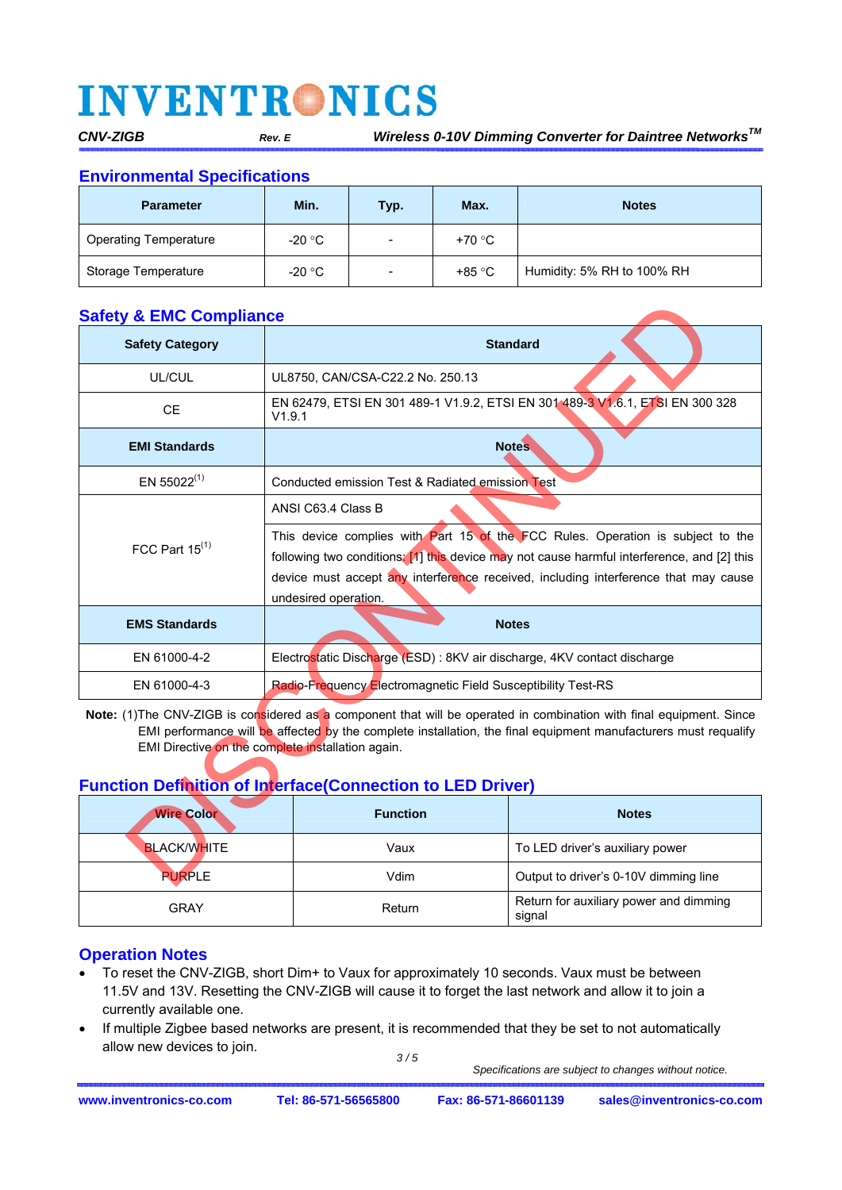## Environmental Specifications

| Parameter | Min. | Typ. | Max. | Notes |
|---|---|---|---|---|
| Operating Temperature | -20 °C | - | +70 °C | |
| Storage Temperature | -20 °C | - | +85 °C | Humidity: 5% RH to 100% RH |

## Safety & EMC Compliance

| Safety Category | Standard |
|---|---|
| UL/CUL | UL8750, CAN/CSA-C22.2 No. 250.13 |
| CE | EN 62479, ETSI EN 301 489-1 V1.9.2, ETSI EN 301 489-3 V1.6.1, ETSI EN 300 328 V1.9.1 |
| **EMI Standards** | **Notes** |
| EN 55022(1) | Conducted emission Test & Radiated emission Test |
| FCC Part 15(1) | ANSI C63.4 Class B<br>This device complies with Part 15 of the FCC Rules. Operation is subject to the following two conditions: [1] this device may not cause harmful interference, and [2] this device must accept any interference received, including interference that may cause undesired operation. |
| **EMS Standards** | **Notes** |
| EN 61000-4-2 | Electrostatic Discharge (ESD) : 8KV air discharge, 4KV contact discharge |
| EN 61000-4-3 | Radio-Frequency Electromagnetic Field Susceptibility Test-RS |

**Note:** (1)The CNV-ZIGB is considered as a component that will be operated in combination with final equipment. Since EMI performance will be affected by the complete installation, the final equipment manufacturers must requalify EMI Directive on the complete installation again.

## Function Definition of Interface(Connection to LED Driver)

| Wire Color | Function | Notes |
|---|---|---|
| BLACK/WHITE | Vaux | To LED driver's auxiliary power |
| PURPLE | Vdim | Output to driver's 0-10V dimming line |
| GRAY | Return | Return for auxiliary power and dimming signal |

## Operation Notes

- To reset the CNV-ZIGB, short Dim+ to Vaux for approximately 10 seconds. Vaux must be between 11.5V and 13V. Resetting the CNV-ZIGB will cause it to forget the last network and allow it to join a currently available one.
- If multiple Zigbee based networks are present, it is recommended that they be set to not automatically allow new devices to join.

*Specifications are subject to changes without notice.*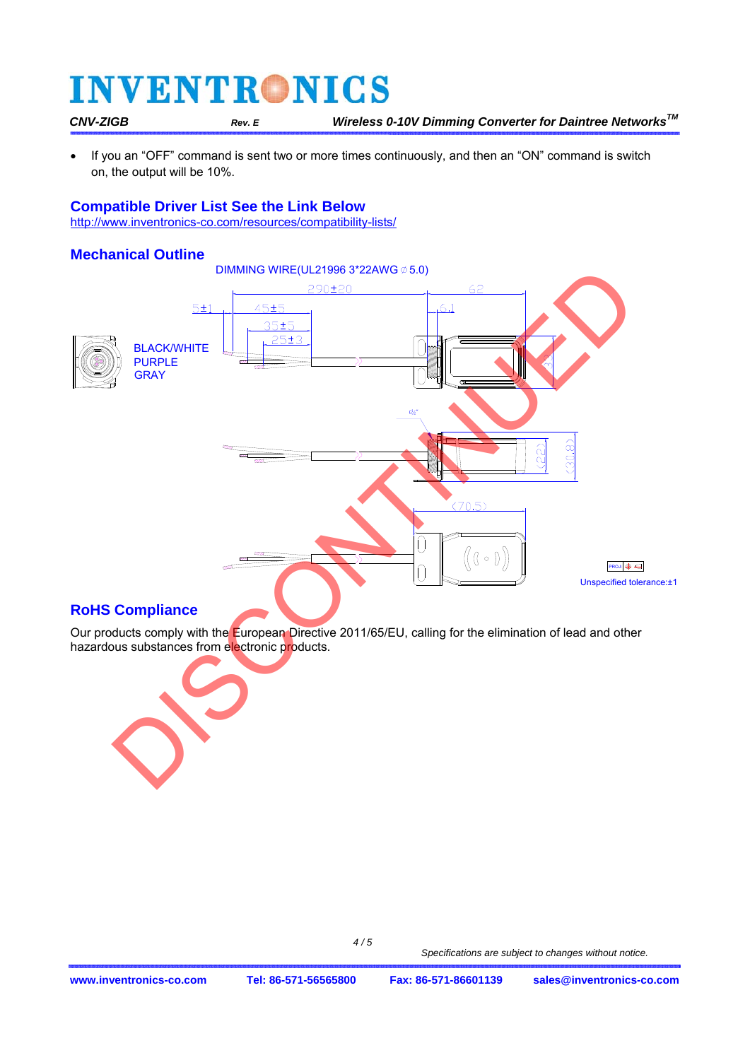- If you an "OFF" command is sent two or more times continuously, and then an "ON" command is switch on, the output will be 10%.

## Compatible Driver List See the Link Below

http://www.inventronics-co.com/resources/compatibility-lists/

## Mechanical Outline

DIMMING WIRE(UL21996 3*22AWG ∅5.0)

290±20

62

5±1

45±5

35±5

25±3

6.1

BLACK/WHITE

PURPLE

GRAY

(22)

(30.8)

(70.5)

Unspecified tolerance:±1

DISCONTINUED

## RoHS Compliance

Our products comply with the European Directive 2011/65/EU, calling for the elimination of lead and other hazardous substances from electronic products.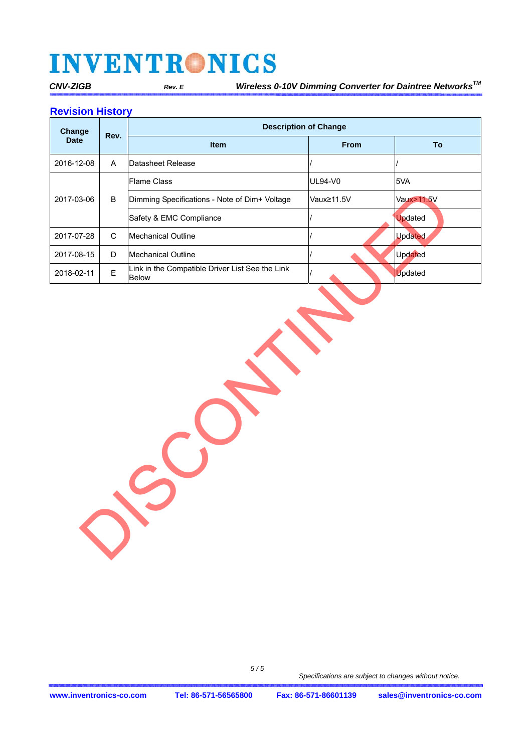## Revision History

| Change Date | Rev. | Description of Change | | |
|---|---|---|---|---|
| | | Item | From | To |
| 2016-12-08 | A | Datasheet Release | / | / |
| 2017-03-06 | B | Flame Class | UL94-V0 | 5VA |
| | | Dimming Specifications - Note of Dim+ Voltage | Vaux≥11.5V | Vaux>11.5V |
| | | Safety & EMC Compliance | / | Updated |
| 2017-07-28 | C | Mechanical Outline | / | Updated |
| 2017-08-15 | D | Mechanical Outline | / | Updated |
| 2018-02-11 | E | Link in the Compatible Driver List See the Link Below | / | Updated |

DISCONTINUED

*Specifications are subject to changes without notice.*